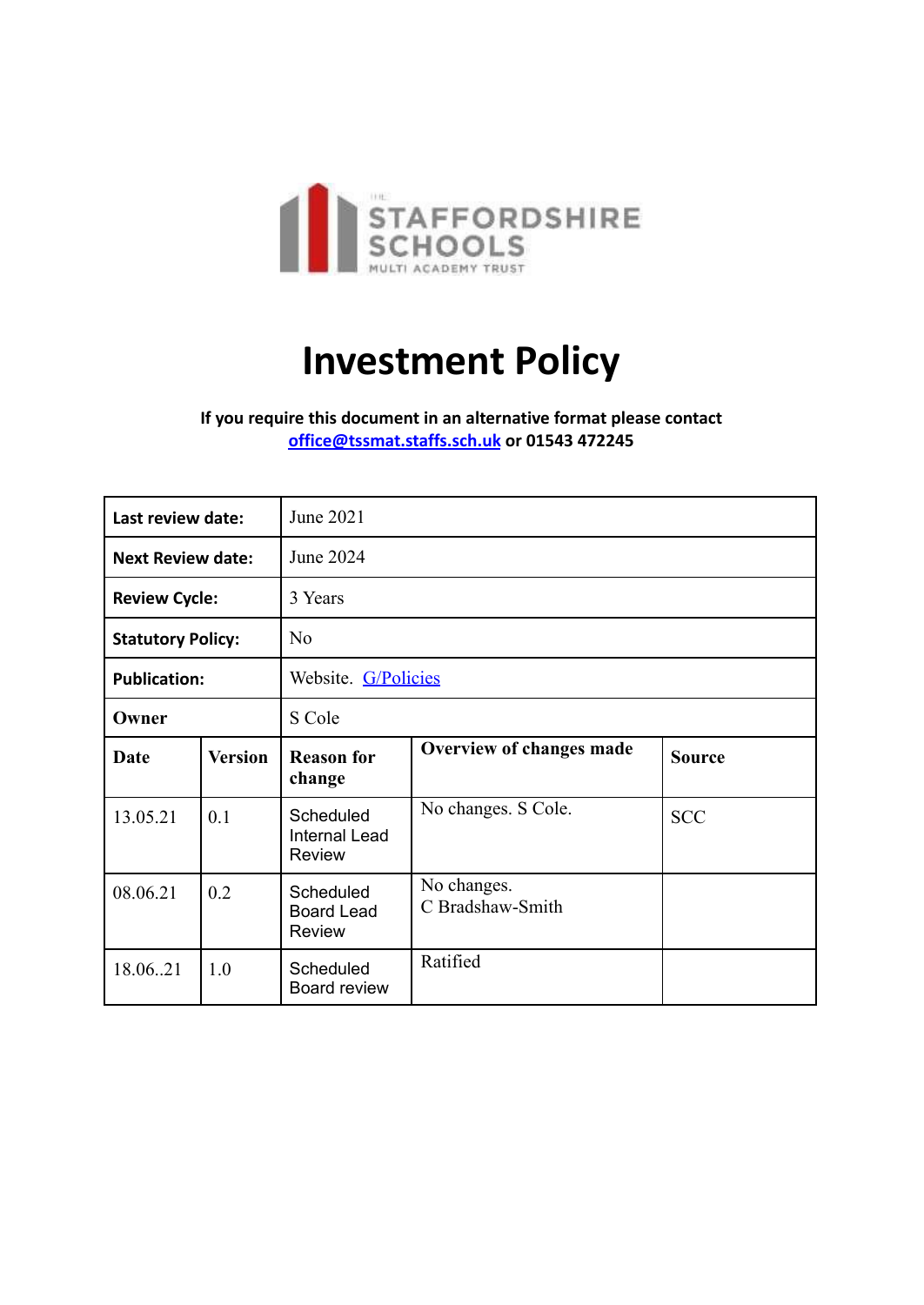THE STAFFORDSHIRE SCHOOLS MULTI ACADEMY TRUST

# Investment Policy

**If you require this document in an alternative format please contact [office@tssmat.staffs.sch.uk](mailto:office@tssmat.staffs.sch.uk) or 01543 472245**

| **Last review date:** | June 2021 | | | |
|---|---|---|---|---|
| **Next Review date:** | June 2024 | | | |
| **Review Cycle:** | 3 Years | | | |
| **Statutory Policy:** | No | | | |
| **Publication:** | Website. G/Policies | | | |
| **Owner** | S Cole | | | |
| **Date** | **Version** | **Reason for change** | **Overview of changes made** | **Source** |
| 13.05.21 | 0.1 | Scheduled Internal Lead Review | No changes. S Cole. | SCC |
| 08.06.21 | 0.2 | Scheduled Board Lead Review | No changes. C Bradshaw-Smith | |
| 18.06..21 | 1.0 | Scheduled Board review | Ratified | |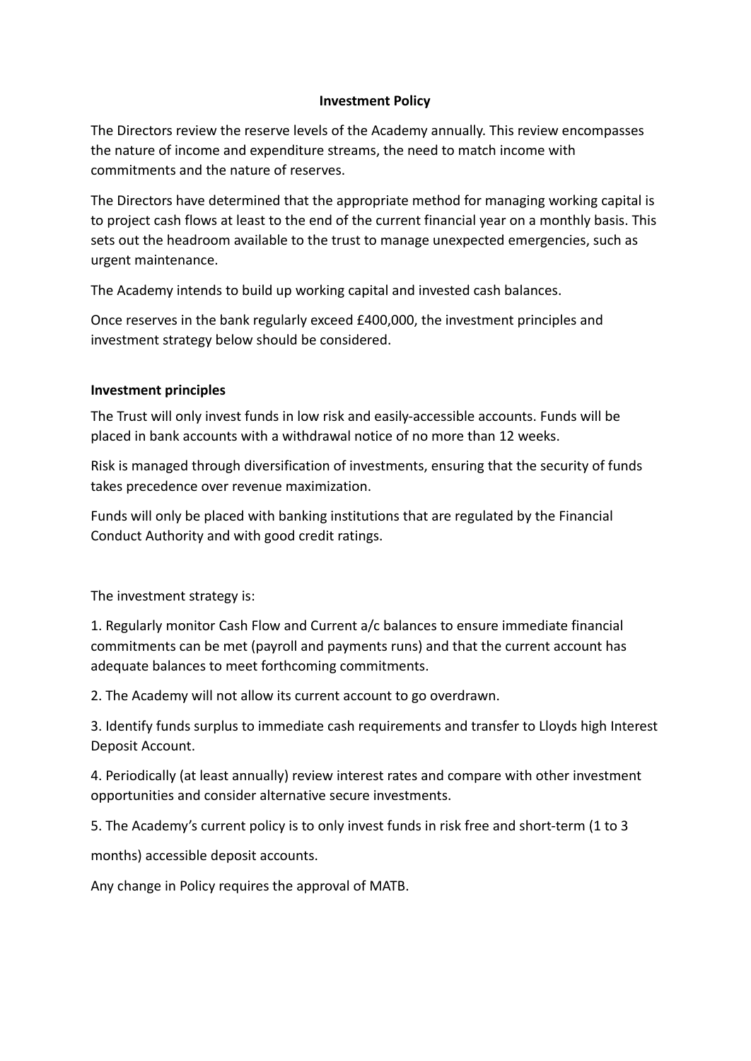# Investment Policy

The Directors review the reserve levels of the Academy annually. This review encompasses the nature of income and expenditure streams, the need to match income with commitments and the nature of reserves.

The Directors have determined that the appropriate method for managing working capital is to project cash flows at least to the end of the current financial year on a monthly basis. This sets out the headroom available to the trust to manage unexpected emergencies, such as urgent maintenance.

The Academy intends to build up working capital and invested cash balances.

Once reserves in the bank regularly exceed £400,000, the investment principles and investment strategy below should be considered.

## Investment principles

The Trust will only invest funds in low risk and easily-accessible accounts. Funds will be placed in bank accounts with a withdrawal notice of no more than 12 weeks.

Risk is managed through diversification of investments, ensuring that the security of funds takes precedence over revenue maximization.

Funds will only be placed with banking institutions that are regulated by the Financial Conduct Authority and with good credit ratings.

The investment strategy is:

1. Regularly monitor Cash Flow and Current a/c balances to ensure immediate financial commitments can be met (payroll and payments runs) and that the current account has adequate balances to meet forthcoming commitments.

2. The Academy will not allow its current account to go overdrawn.

3. Identify funds surplus to immediate cash requirements and transfer to Lloyds high Interest Deposit Account.

4. Periodically (at least annually) review interest rates and compare with other investment opportunities and consider alternative secure investments.

5. The Academy's current policy is to only invest funds in risk free and short-term (1 to 3 months) accessible deposit accounts.

Any change in Policy requires the approval of MATB.